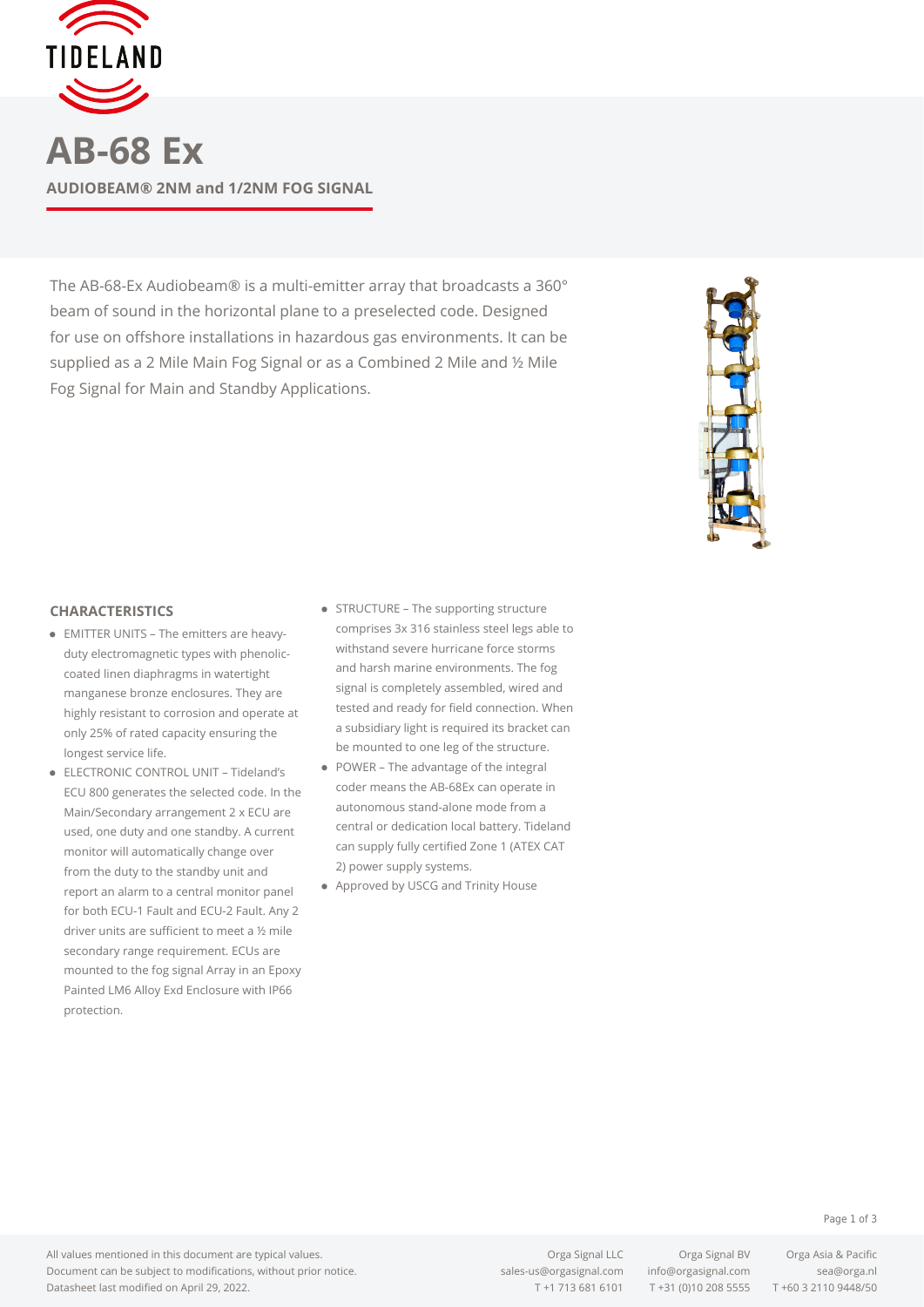# AB-68 Ex

**AUDIOBEAM® 2NM and 1/2NM FOG SIGNAL**

The AB-68-Ex Audiobeam® is a multi-emitter array that broadcasts a 360° beam of sound in the horizontal plane to a preselected code. Designed for use on offshore installations in hazardous gas environments. It can be supplied as a 2 Mile Main Fog Signal or as a Combined 2 Mile and ½ Mile Fog Signal for Main and Standby Applications.

## CHARACTERISTICS

- EMITTER UNITS – The emitters are heavy-duty electromagnetic types with phenolic-coated linen diaphragms in watertight manganese bronze enclosures. They are highly resistant to corrosion and operate at only 25% of rated capacity ensuring the longest service life.
- ELECTRONIC CONTROL UNIT – Tideland's ECU 800 generates the selected code. In the Main/Secondary arrangement 2 x ECU are used, one duty and one standby. A current monitor will automatically change over from the duty to the standby unit and report an alarm to a central monitor panel for both ECU-1 Fault and ECU-2 Fault. Any 2 driver units are sufficient to meet a ½ mile secondary range requirement. ECUs are mounted to the fog signal Array in an Epoxy Painted LM6 Alloy Exd Enclosure with IP66 protection.
- STRUCTURE – The supporting structure comprises 3x 316 stainless steel legs able to withstand severe hurricane force storms and harsh marine environments. The fog signal is completely assembled, wired and tested and ready for field connection. When a subsidiary light is required its bracket can be mounted to one leg of the structure.
- POWER – The advantage of the integral coder means the AB-68Ex can operate in autonomous stand-alone mode from a central or dedication local battery. Tideland can supply fully certified Zone 1 (ATEX CAT 2) power supply systems.
- Approved by USCG and Trinity House

All values mentioned in this document are typical values.
Document can be subject to modifications, without prior notice.
Datasheet last modified on April 29, 2022.

| Orga Signal LLC | Orga Signal BV | Orga Asia & Pacific |
|---|---|---|
| sales-us@orgasignal.com | info@orgasignal.com | sea@orga.nl |
| T +1 713 681 6101 | T +31 (0)10 208 5555 | T +60 3 2110 9448/50 |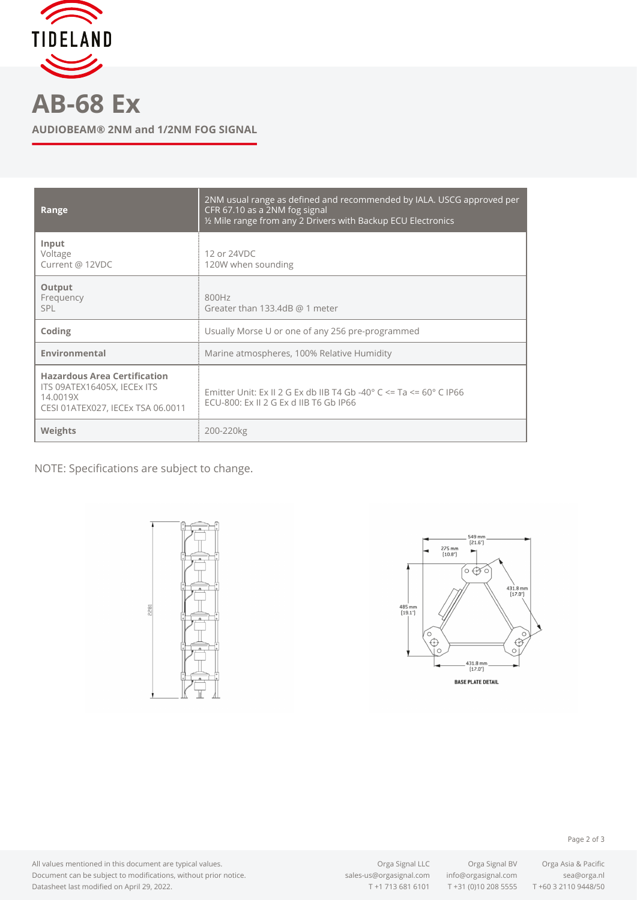# AB-68 Ex

**AUDIOBEAM® 2NM and 1/2NM FOG SIGNAL**

| **Range** | 2NM usual range as defined and recommended by IALA. USCG approved per CFR 67.10 as a 2NM fog signal<br>½ Mile range from any 2 Drivers with Backup ECU Electronics |
|---|---|
| **Input**<br>Voltage<br>Current @ 12VDC | <br>12 or 24VDC<br>120W when sounding |
| **Output**<br>Frequency<br>SPL | <br>800Hz<br>Greater than 133.4dB @ 1 meter |
| **Coding** | Usually Morse U or one of any 256 pre-programmed |
| **Environmental** | Marine atmospheres, 100% Relative Humidity |
| **Hazardous Area Certification**<br>ITS 09ATEX16405X, IECEx ITS 14.0019X<br>CESI 01ATEX027, IECEx TSA 06.0011 | Emitter Unit: Ex II 2 G Ex db IIB T4 Gb -40° C <= Ta <= 60° C IP66<br>ECU-800: Ex II 2 G Ex d IIB T6 Gb IP66 |
| **Weights** | 200-220kg |

NOTE: Specifications are subject to change.

2281

549 mm [21.6"]
275 mm [10.8"]
485 mm [19.1"]
431.8 mm [17.0"]
431.8 mm [17.0"]

BASE PLATE DETAIL

All values mentioned in this document are typical values.
Document can be subject to modifications, without prior notice.
Datasheet last modified on April 29, 2022.

Orga Signal LLC
sales-us@orgasignal.com
T +1 713 681 6101

Orga Signal BV
info@orgasignal.com
T +31 (0)10 208 5555

Orga Asia & Pacific
sea@orga.nl
T +60 3 2110 9448/50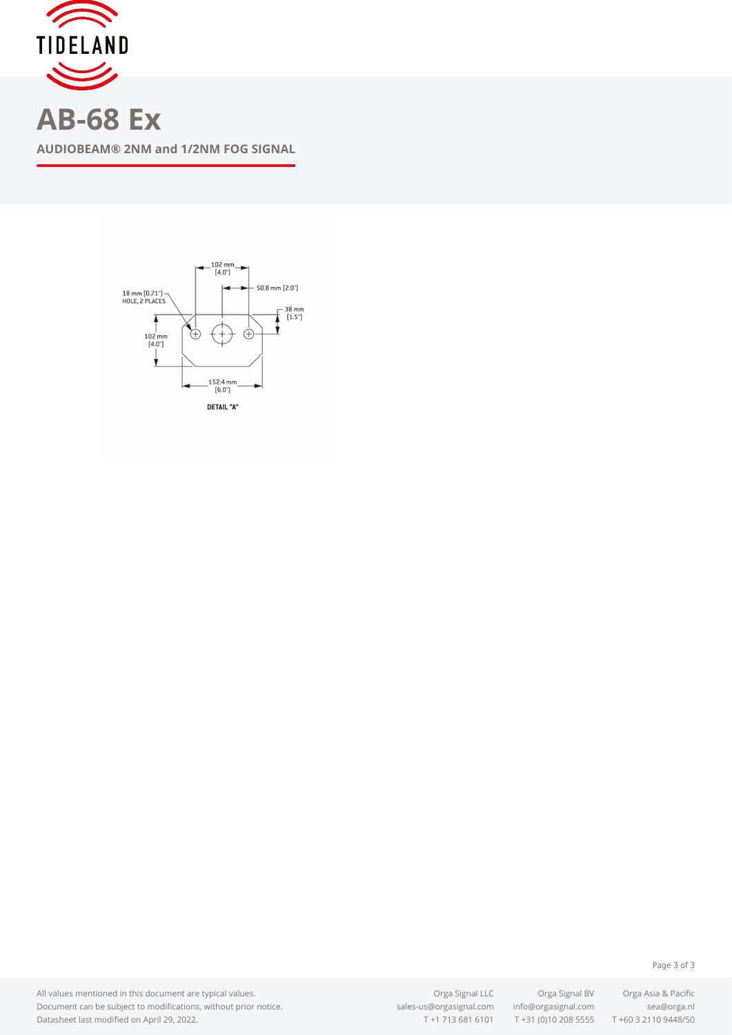# AB-68 Ex

**AUDIOBEAM® 2NM and 1/2NM FOG SIGNAL**

102 mm
(4.0")

50.8 mm (2.0")

18 mm (0.71")
HOLE, 2 PLACES

38 mm
(1.5")

102 mm
(4.0")

152.4 mm
(6.0")

DETAIL "A"

All values mentioned in this document are typical values.
Document can be subject to modifications, without prior notice.
Datasheet last modified on April 29, 2022.

Orga Signal LLC
sales-us@orgasignal.com
T +1 713 681 6101

Orga Signal BV
info@orgasignal.com
T +31 (0)10 208 5555

Orga Asia & Pacific
sea@orga.nl
T +60 3 2110 9448/50